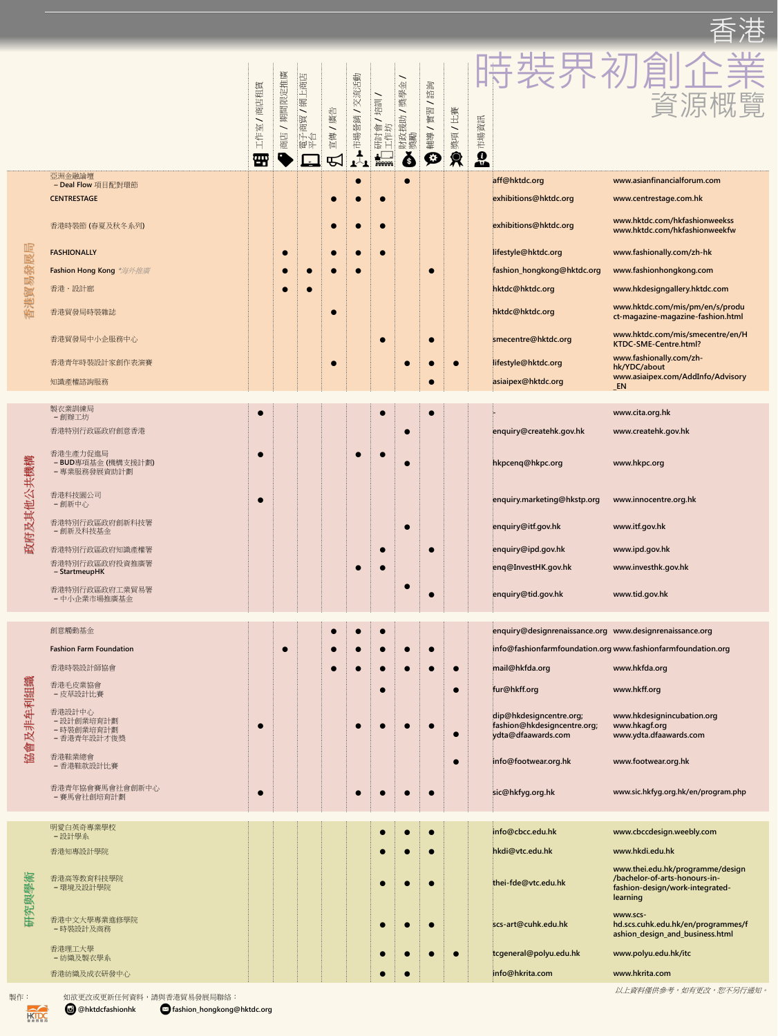# 香港

# 時裝界初創企業資源概覽

| 類別 | 機構 / 計劃 | 工作室 / 商店租賃 | 商店 / 期間限定推廣 | 電子商貿 / 網上商店平台 | 宣傳 / 廣告 | 市場營銷 / 交流活動 | 研討會 / 培訓 / 工作坊 | 財政援助 / 獎學金 / 獎勵 | 輔導 / 實習 / 諮詢 | 獎項 / 比賽 | 市場資訊 | 電郵 | 網址 |
|---|---|---|---|---|---|---|---|---|---|---|---|---|---|
| 香港貿易發展局 | 亞洲金融論壇 – Deal Flow 項目配對環節 | | | | | ● | | ● | | | | aff@hktdc.org | www.asianfinancialforum.com |
| | CENTRESTAGE | | | | ● | ● | ● | | | | | exhibitions@hktdc.org | www.centrestage.com.hk |
| | 香港時裝節 (春夏及秋冬系列) | | | | ● | ● | ● | | | | | exhibitions@hktdc.org | www.hktdc.com/hkfashionweekss www.hktdc.com/hkfashionweekfw |
| | FASHIONALLY | | ● | | ● | ● | ● | | | | | lifestyle@hktdc.org | www.fashionally.com/zh-hk |
| | Fashion Hong Kong *海外推廣 | | ● | ● | ● | ● | | | ● | | | fashion_hongkong@hktdc.org | www.fashionhongkong.com |
| | 香港・設計廊 | | ● | ● | | | | | | | | hktdc@hktdc.org | www.hkdesigngallery.hktdc.com |
| | 香港貿發局時裝雜誌 | | | | ● | | | | | | | hktdc@hktdc.org | www.hktdc.com/mis/pm/en/s/product-magazine-magazine-fashion.html |
| | 香港貿發局中小企服務中心 | | | | | | ● | | ● | | | smecentre@hktdc.org | www.hktdc.com/mis/smecentre/en/HKTDC-SME-Centre.html? |
| | 香港青年時裝設計家創作表演賽 | | | | ● | | | ● | ● | ● | | lifestyle@hktdc.org | www.fashionally.com/zh-hk/YDC/about |
| | 知識產權諮詢服務 | | | | | | | | ● | | | asiaipex@hktdc.org | www.asiaipex.com/AddInfo/Advisory_EN |
| 政府及其他公共機構 | 製衣業訓練局 – 創辦工坊 | ● | | | | | ● | | ● | | | - | www.cita.org.hk |
| | 香港特別行政區政府創意香港 | | | | | | | ● | | | | enquiry@createhk.gov.hk | www.createhk.gov.hk |
| | 香港生產力促進局 – BUD專項基金 (機構支援計劃) – 專業服務發展資助計劃 | ● | | | | ● | ● | ● | | | | hkpcenq@hkpc.org | www.hkpc.org |
| | 香港科技園公司 – 創新中心 | ● | | | | | | | | | | enquiry.marketing@hkstp.org | www.innocentre.org.hk |
| | 香港特別行政區政府創新科技署 – 創新及科技基金 | | | | | | | ● | | | | enquiry@itf.gov.hk | www.itf.gov.hk |
| | 香港特別行政區政府知識產權署 | | | | | | ● | | ● | | | enquiry@ipd.gov.hk | www.ipd.gov.hk |
| | 香港特別行政區政府投資推廣署 – StartmeupHK | | | | | ● | ● | | | | | enq@InvestHK.gov.hk | www.investhk.gov.hk |
| | 香港特別行政區政府工業貿易署 – 中小企業市場推廣基金 | | | | | | | ● | ● | | | enquiry@tid.gov.hk | www.tid.gov.hk |
| 協會及非牟利組織 | 創意觸動基金 | | | | ● | ● | ● | | | | | enquiry@designrenaissance.org | www.designrenaissance.org |
| | Fashion Farm Foundation | | ● | | ● | ● | ● | ● | ● | | | info@fashionfarmfoundation.org | www.fashionfarmfoundation.org |
| | 香港時裝設計師協會 | | | | ● | ● | ● | ● | ● | ● | | mail@hkfda.org | www.hkfda.org |
| | 香港毛皮業協會 – 皮草設計比賽 | | | | | | ● | | | ● | | fur@hkff.org | www.hkff.org |
| | 香港設計中心 – 設計創業培育計劃 – 時裝創業培育計劃 – 香港青年設計才俊獎 | ● | | | | | ● | ● | ● | ● | | dip@hkdesigncentre.org; fashion@hkdesigncentre.org; ydta@dfaawards.com | www.hkdesignincubation.org www.hkagf.org www.ydta.dfaawards.com |
| | 香港鞋業總會 – 香港鞋款設計比賽 | | | | | | | | | ● | | info@footwear.org.hk | www.footwear.org.hk |
| | 香港青年協會賽馬會社會創新中心 – 賽馬會社創培育計劃 | ● | | | | ● | ● | ● | | | | sic@hkfyg.org.hk | www.sic.hkfyg.org.hk/en/program.php |
| 研究與學術 | 明愛白英奇專業學校 – 設計學系 | | | | | | ● | ● | ● | | | info@cbcc.edu.hk | www.cbccdesign.weebly.com |
| | 香港知專設計學院 | | | | | | ● | ● | ● | | | hkdi@vtc.edu.hk | www.hkdi.edu.hk |
| | 香港高等教育科技學院 – 環境及設計學院 | | | | | | ● | ● | ● | | | thei-fde@vtc.edu.hk | www.thei.edu.hk/programme/design/bachelor-of-arts-honours-in-fashion-design/work-integrated-learning |
| | 香港中文大學專業進修學院 – 時裝設計及商務 | | | | | | ● | ● | ● | | | scs-art@cuhk.edu.hk | www.scs-hd.scs.cuhk.edu.hk/en/programmes/fashion_design_and_business.html |
| | 香港理工大學 – 紡織及製衣學系 | | | | | | ● | ● | ● | ● | | tcgeneral@polyu.edu.hk | www.polyu.edu.hk/itc |
| | 香港紡織及成衣研發中心 | | | | | | ● | ● | | | | info@hkrita.com | www.hkrita.com |

*以上資料僅供參考，如有更改，恕不另行通知。*

製作：HKTDC

如欲更改或更新任何資料，請與香港貿易發展局聯絡：

@hktdcfashionhk　fashion_hongkong@hktdc.org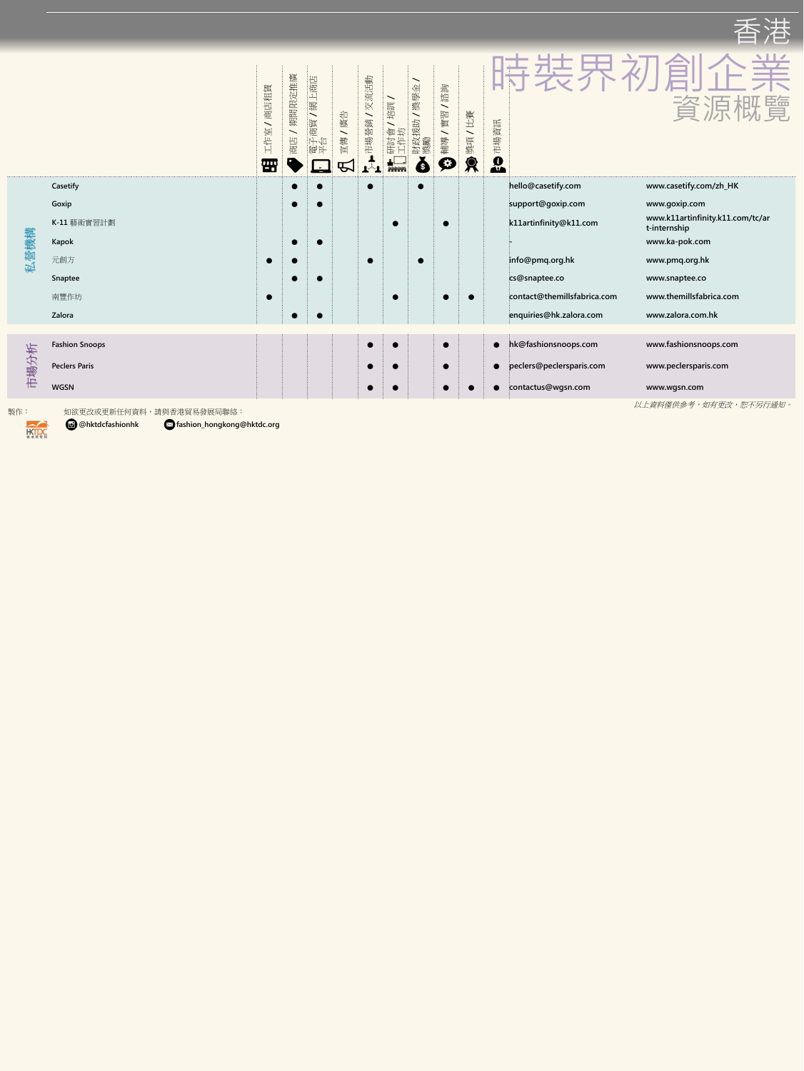# 香港 時裝界初創企業資源概覽

| | | 工作室 / 商店租賃 | 商店 / 期間限定推廣 | 電子商貿 / 網上商店平台 | 宣傳 / 廣告 | 市場營銷 / 交流活動 | 研討會 / 培訓 / 工作坊 | 財政援助 / 獎學金 / 獎勵 | 輔導 / 實習 / 諮詢 | 獎項 / 比賽 | 市場資訊 | | |
|---|---|---|---|---|---|---|---|---|---|---|---|---|---|
| 私營機構 | Casetify | | ● | ● | | ● | | ● | | | | hello@casetify.com | www.casetify.com/zh_HK |
| | Goxip | | ● | ● | | | | | | | | support@goxip.com | www.goxip.com |
| | K-11 藝術實習計劃 | | | | | | ● | | ● | | | k11artinfinity@k11.com | www.k11artinfinity.k11.com/tc/art-internship |
| | Kapok | | ● | ● | | | | | | | | - | www.ka-pok.com |
| | 元創方 | ● | ● | | | ● | | ● | | | | info@pmq.org.hk | www.pmq.org.hk |
| | Snaptee | | ● | ● | | | | | | | | cs@snaptee.co | www.snaptee.co |
| | 南豐作坊 | ● | | | | | ● | | ● | ● | | contact@themillsfabrica.com | www.themillsfabrica.com |
| | Zalora | | ● | ● | | | | | | | | enquiries@hk.zalora.com | www.zalora.com.hk |
| 市場分析 | Fashion Snoops | | | | | ● | ● | | ● | | ● | hk@fashionsnoops.com | www.fashionsnoops.com |
| | Peclers Paris | | | | | ● | ● | | ● | | ● | peclers@peclersparis.com | www.peclersparis.com |
| | WGSN | | | | | ● | ● | | ● | ● | ● | contactus@wgsn.com | www.wgsn.com |

*以上資料僅供參考，如有更改，恕不另行通知。*

製作：HKTDC 香港貿發局

如欲更改或更新資料，請與香港貿易發展局聯絡：

@hktdcfashionhk　fashion_hongkong@hktdc.org